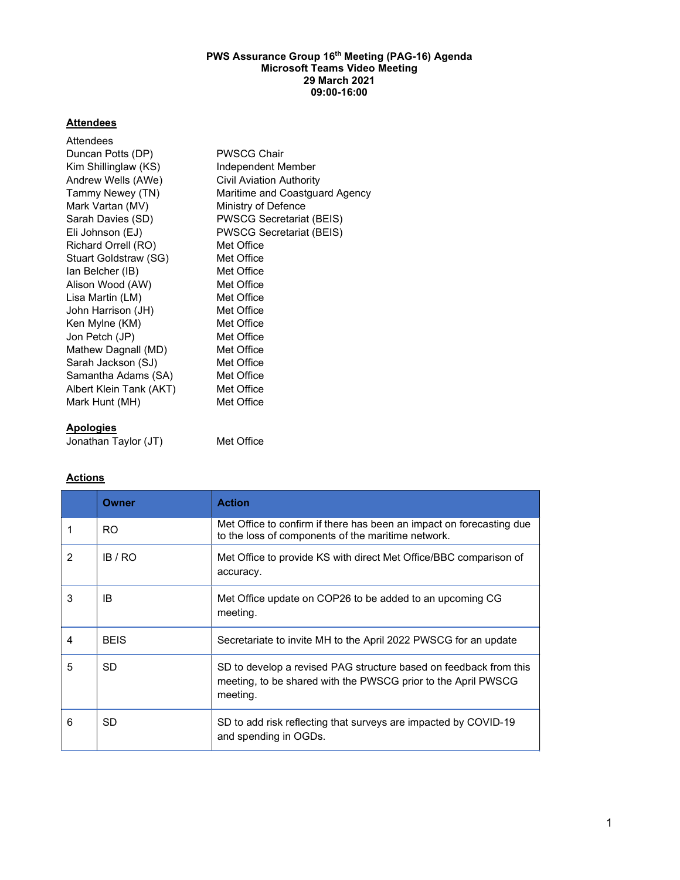**PWS Assurance Group 16th Meeting (PAG-16) Agenda**
**Microsoft Teams Video Meeting**
**29 March 2021**
**09:00-16:00**

## Attendees

Attendees

| | |
|---|---|
| Duncan Potts (DP) | PWSCG Chair |
| Kim Shillinglaw (KS) | Independent Member |
| Andrew Wells (AWe) | Civil Aviation Authority |
| Tammy Newey (TN) | Maritime and Coastguard Agency |
| Mark Vartan (MV) | Ministry of Defence |
| Sarah Davies (SD) | PWSCG Secretariat (BEIS) |
| Eli Johnson (EJ) | PWSCG Secretariat (BEIS) |
| Richard Orrell (RO) | Met Office |
| Stuart Goldstraw (SG) | Met Office |
| Ian Belcher (IB) | Met Office |
| Alison Wood (AW) | Met Office |
| Lisa Martin (LM) | Met Office |
| John Harrison (JH) | Met Office |
| Ken Mylne (KM) | Met Office |
| Jon Petch (JP) | Met Office |
| Mathew Dagnall (MD) | Met Office |
| Sarah Jackson (SJ) | Met Office |
| Samantha Adams (SA) | Met Office |
| Albert Klein Tank (AKT) | Met Office |
| Mark Hunt (MH) | Met Office |

## Apologies

| | |
|---|---|
| Jonathan Taylor (JT) | Met Office |

## Actions

| | Owner | Action |
|---|---|---|
| 1 | RO | Met Office to confirm if there has been an impact on forecasting due to the loss of components of the maritime network. |
| 2 | IB / RO | Met Office to provide KS with direct Met Office/BBC comparison of accuracy. |
| 3 | IB | Met Office update on COP26 to be added to an upcoming CG meeting. |
| 4 | BEIS | Secretariate to invite MH to the April 2022 PWSCG for an update |
| 5 | SD | SD to develop a revised PAG structure based on feedback from this meeting, to be shared with the PWSCG prior to the April PWSCG meeting. |
| 6 | SD | SD to add risk reflecting that surveys are impacted by COVID-19 and spending in OGDs. |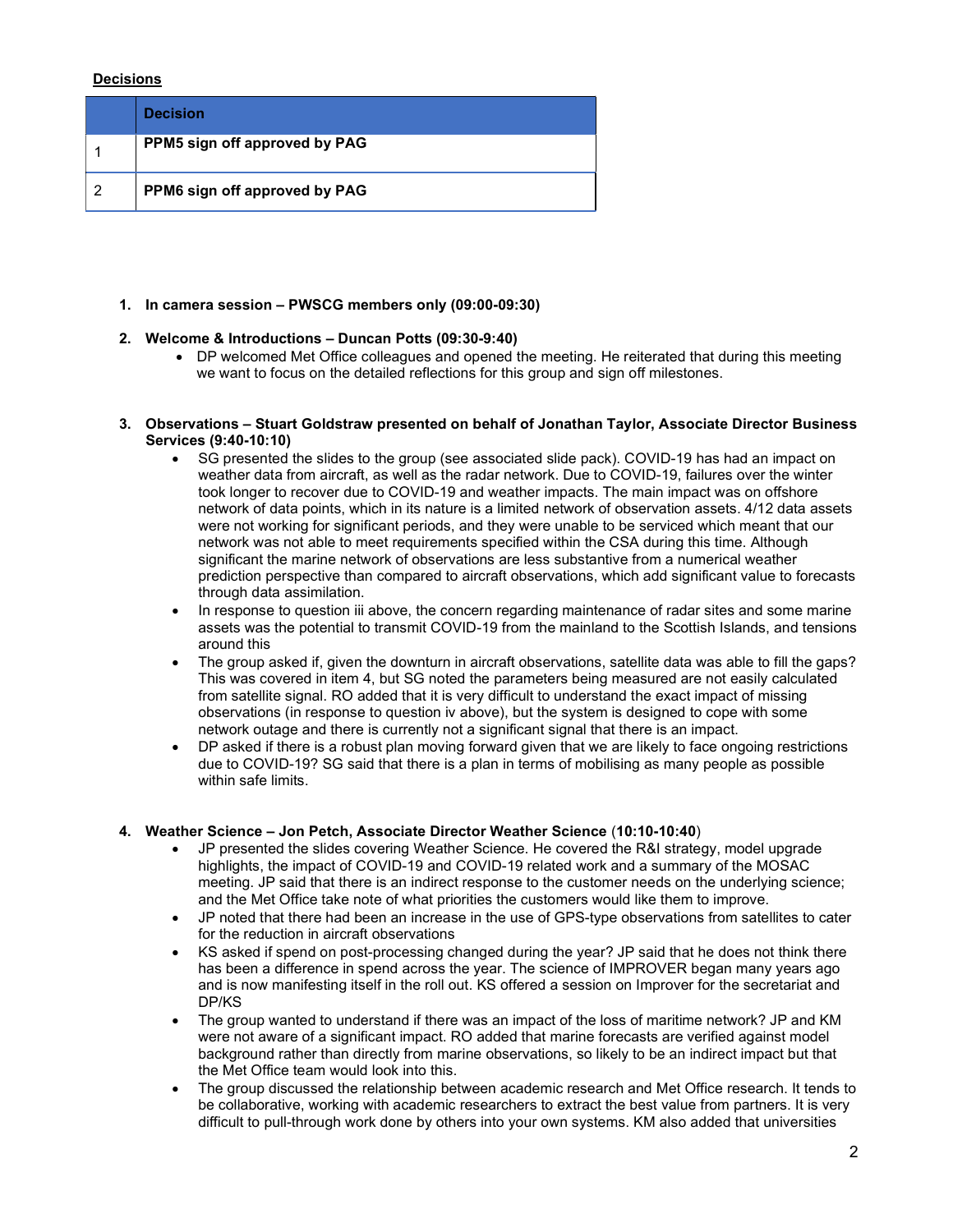**Decisions**

| | Decision |
|---|---|
| 1 | **PPM5 sign off approved by PAG** |
| 2 | **PPM6 sign off approved by PAG** |

1. **In camera session – PWSCG members only (09:00-09:30)**

2. **Welcome & Introductions – Duncan Potts (09:30-9:40)**
   - DP welcomed Met Office colleagues and opened the meeting. He reiterated that during this meeting we want to focus on the detailed reflections for this group and sign off milestones.

3. **Observations – Stuart Goldstraw presented on behalf of Jonathan Taylor, Associate Director Business Services (9:40-10:10)**
   - SG presented the slides to the group (see associated slide pack). COVID-19 has had an impact on weather data from aircraft, as well as the radar network. Due to COVID-19, failures over the winter took longer to recover due to COVID-19 and weather impacts. The main impact was on offshore network of data points, which in its nature is a limited network of observation assets. 4/12 data assets were not working for significant periods, and they were unable to be serviced which meant that our network was not able to meet requirements specified within the CSA during this time. Although significant the marine network of observations are less substantive from a numerical weather prediction perspective than compared to aircraft observations, which add significant value to forecasts through data assimilation.
   - In response to question iii above, the concern regarding maintenance of radar sites and some marine assets was the potential to transmit COVID-19 from the mainland to the Scottish Islands, and tensions around this
   - The group asked if, given the downturn in aircraft observations, satellite data was able to fill the gaps? This was covered in item 4, but SG noted the parameters being measured are not easily calculated from satellite signal. RO added that it is very difficult to understand the exact impact of missing observations (in response to question iv above), but the system is designed to cope with some network outage and there is currently not a significant signal that there is an impact.
   - DP asked if there is a robust plan moving forward given that we are likely to face ongoing restrictions due to COVID-19? SG said that there is a plan in terms of mobilising as many people as possible within safe limits.

4. **Weather Science – Jon Petch, Associate Director Weather Science (10:10-10:40)**
   - JP presented the slides covering Weather Science. He covered the R&I strategy, model upgrade highlights, the impact of COVID-19 and COVID-19 related work and a summary of the MOSAC meeting. JP said that there is an indirect response to the customer needs on the underlying science; and the Met Office take note of what priorities the customers would like them to improve.
   - JP noted that there had been an increase in the use of GPS-type observations from satellites to cater for the reduction in aircraft observations
   - KS asked if spend on post-processing changed during the year? JP said that he does not think there has been a difference in spend across the year. The science of IMPROVER began many years ago and is now manifesting itself in the roll out. KS offered a session on Improver for the secretariat and DP/KS
   - The group wanted to understand if there was an impact of the loss of maritime network? JP and KM were not aware of a significant impact. RO added that marine forecasts are verified against model background rather than directly from marine observations, so likely to be an indirect impact but that the Met Office team would look into this.
   - The group discussed the relationship between academic research and Met Office research. It tends to be collaborative, working with academic researchers to extract the best value from partners. It is very difficult to pull-through work done by others into your own systems. KM also added that universities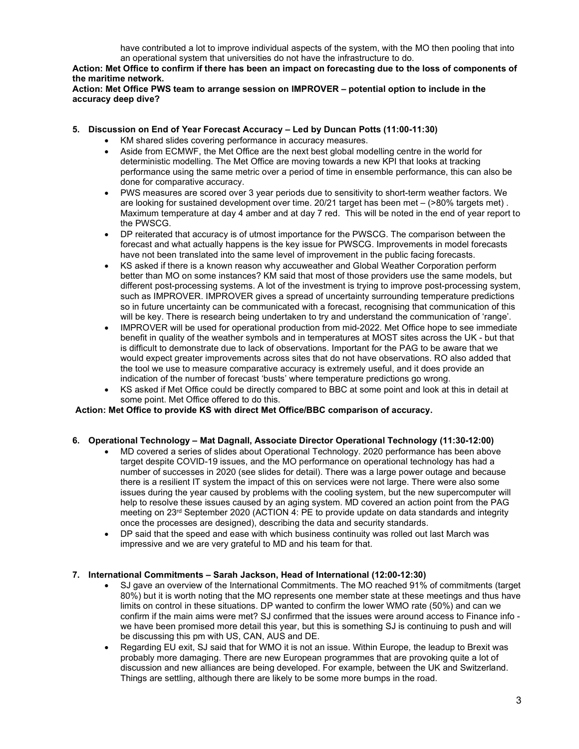have contributed a lot to improve individual aspects of the system, with the MO then pooling that into an operational system that universities do not have the infrastructure to do.

**Action: Met Office to confirm if there has been an impact on forecasting due to the loss of components of the maritime network.**

**Action: Met Office PWS team to arrange session on IMPROVER – potential option to include in the accuracy deep dive?**

**5. Discussion on End of Year Forecast Accuracy – Led by Duncan Potts (11:00-11:30)**

- KM shared slides covering performance in accuracy measures.
- Aside from ECMWF, the Met Office are the next best global modelling centre in the world for deterministic modelling. The Met Office are moving towards a new KPI that looks at tracking performance using the same metric over a period of time in ensemble performance, this can also be done for comparative accuracy.
- PWS measures are scored over 3 year periods due to sensitivity to short-term weather factors. We are looking for sustained development over time. 20/21 target has been met – (>80% targets met) . Maximum temperature at day 4 amber and at day 7 red. This will be noted in the end of year report to the PWSCG.
- DP reiterated that accuracy is of utmost importance for the PWSCG. The comparison between the forecast and what actually happens is the key issue for PWSCG. Improvements in model forecasts have not been translated into the same level of improvement in the public facing forecasts.
- KS asked if there is a known reason why accuweather and Global Weather Corporation perform better than MO on some instances? KM said that most of those providers use the same models, but different post-processing systems. A lot of the investment is trying to improve post-processing system, such as IMPROVER. IMPROVER gives a spread of uncertainty surrounding temperature predictions so in future uncertainty can be communicated with a forecast, recognising that communication of this will be key. There is research being undertaken to try and understand the communication of 'range'.
- IMPROVER will be used for operational production from mid-2022. Met Office hope to see immediate benefit in quality of the weather symbols and in temperatures at MOST sites across the UK - but that is difficult to demonstrate due to lack of observations. Important for the PAG to be aware that we would expect greater improvements across sites that do not have observations. RO also added that the tool we use to measure comparative accuracy is extremely useful, and it does provide an indication of the number of forecast 'busts' where temperature predictions go wrong.
- KS asked if Met Office could be directly compared to BBC at some point and look at this in detail at some point. Met Office offered to do this.

**Action: Met Office to provide KS with direct Met Office/BBC comparison of accuracy.**

**6. Operational Technology – Mat Dagnall, Associate Director Operational Technology (11:30-12:00)**

- MD covered a series of slides about Operational Technology. 2020 performance has been above target despite COVID-19 issues, and the MO performance on operational technology has had a number of successes in 2020 (see slides for detail). There was a large power outage and because there is a resilient IT system the impact of this on services were not large. There were also some issues during the year caused by problems with the cooling system, but the new supercomputer will help to resolve these issues caused by an aging system. MD covered an action point from the PAG meeting on 23rd September 2020 (ACTION 4: PE to provide update on data standards and integrity once the processes are designed), describing the data and security standards.
- DP said that the speed and ease with which business continuity was rolled out last March was impressive and we are very grateful to MD and his team for that.

**7. International Commitments – Sarah Jackson, Head of International (12:00-12:30)**

- SJ gave an overview of the International Commitments. The MO reached 91% of commitments (target 80%) but it is worth noting that the MO represents one member state at these meetings and thus have limits on control in these situations. DP wanted to confirm the lower WMO rate (50%) and can we confirm if the main aims were met? SJ confirmed that the issues were around access to Finance info - we have been promised more detail this year, but this is something SJ is continuing to push and will be discussing this pm with US, CAN, AUS and DE.
- Regarding EU exit, SJ said that for WMO it is not an issue. Within Europe, the leadup to Brexit was probably more damaging. There are new European programmes that are provoking quite a lot of discussion and new alliances are being developed. For example, between the UK and Switzerland. Things are settling, although there are likely to be some more bumps in the road.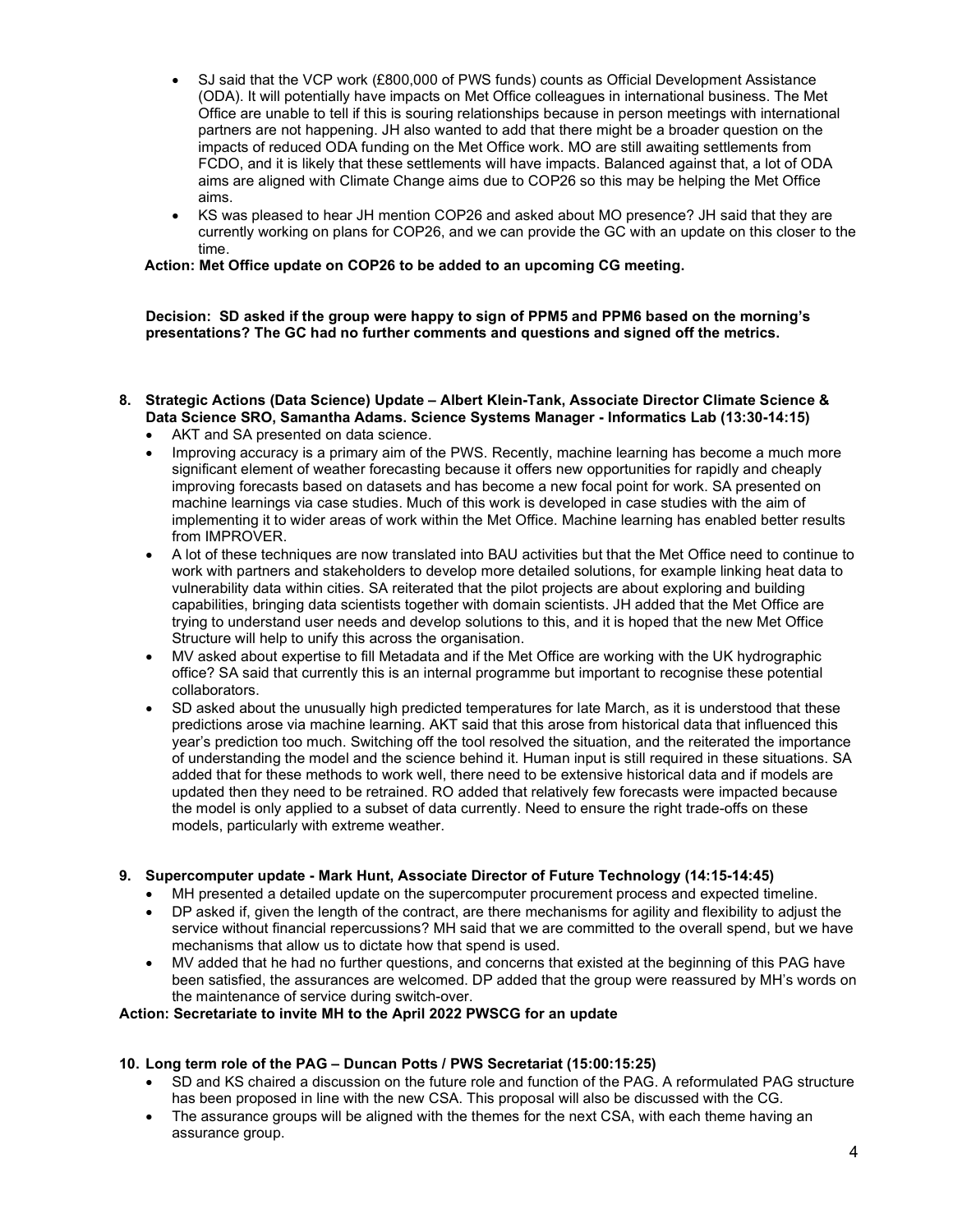- SJ said that the VCP work (£800,000 of PWS funds) counts as Official Development Assistance (ODA). It will potentially have impacts on Met Office colleagues in international business. The Met Office are unable to tell if this is souring relationships because in person meetings with international partners are not happening. JH also wanted to add that there might be a broader question on the impacts of reduced ODA funding on the Met Office work. MO are still awaiting settlements from FCDO, and it is likely that these settlements will have impacts. Balanced against that, a lot of ODA aims are aligned with Climate Change aims due to COP26 so this may be helping the Met Office aims.
- KS was pleased to hear JH mention COP26 and asked about MO presence? JH said that they are currently working on plans for COP26, and we can provide the GC with an update on this closer to the time.

**Action: Met Office update on COP26 to be added to an upcoming CG meeting.**

**Decision: SD asked if the group were happy to sign of PPM5 and PPM6 based on the morning's presentations? The GC had no further comments and questions and signed off the metrics.**

**8. Strategic Actions (Data Science) Update – Albert Klein-Tank, Associate Director Climate Science & Data Science SRO, Samantha Adams. Science Systems Manager - Informatics Lab (13:30-14:15)**

- AKT and SA presented on data science.
- Improving accuracy is a primary aim of the PWS. Recently, machine learning has become a much more significant element of weather forecasting because it offers new opportunities for rapidly and cheaply improving forecasts based on datasets and has become a new focal point for work. SA presented on machine learnings via case studies. Much of this work is developed in case studies with the aim of implementing it to wider areas of work within the Met Office. Machine learning has enabled better results from IMPROVER.
- A lot of these techniques are now translated into BAU activities but that the Met Office need to continue to work with partners and stakeholders to develop more detailed solutions, for example linking heat data to vulnerability data within cities. SA reiterated that the pilot projects are about exploring and building capabilities, bringing data scientists together with domain scientists. JH added that the Met Office are trying to understand user needs and develop solutions to this, and it is hoped that the new Met Office Structure will help to unify this across the organisation.
- MV asked about expertise to fill Metadata and if the Met Office are working with the UK hydrographic office? SA said that currently this is an internal programme but important to recognise these potential collaborators.
- SD asked about the unusually high predicted temperatures for late March, as it is understood that these predictions arose via machine learning. AKT said that this arose from historical data that influenced this year's prediction too much. Switching off the tool resolved the situation, and the reiterated the importance of understanding the model and the science behind it. Human input is still required in these situations. SA added that for these methods to work well, there need to be extensive historical data and if models are updated then they need to be retrained. RO added that relatively few forecasts were impacted because the model is only applied to a subset of data currently. Need to ensure the right trade-offs on these models, particularly with extreme weather.

**9. Supercomputer update - Mark Hunt, Associate Director of Future Technology (14:15-14:45)**

- MH presented a detailed update on the supercomputer procurement process and expected timeline.
- DP asked if, given the length of the contract, are there mechanisms for agility and flexibility to adjust the service without financial repercussions? MH said that we are committed to the overall spend, but we have mechanisms that allow us to dictate how that spend is used.
- MV added that he had no further questions, and concerns that existed at the beginning of this PAG have been satisfied, the assurances are welcomed. DP added that the group were reassured by MH's words on the maintenance of service during switch-over.

**Action: Secretariate to invite MH to the April 2022 PWSCG for an update**

**10. Long term role of the PAG – Duncan Potts / PWS Secretariat (15:00:15:25)**

- SD and KS chaired a discussion on the future role and function of the PAG. A reformulated PAG structure has been proposed in line with the new CSA. This proposal will also be discussed with the CG.
- The assurance groups will be aligned with the themes for the next CSA, with each theme having an assurance group.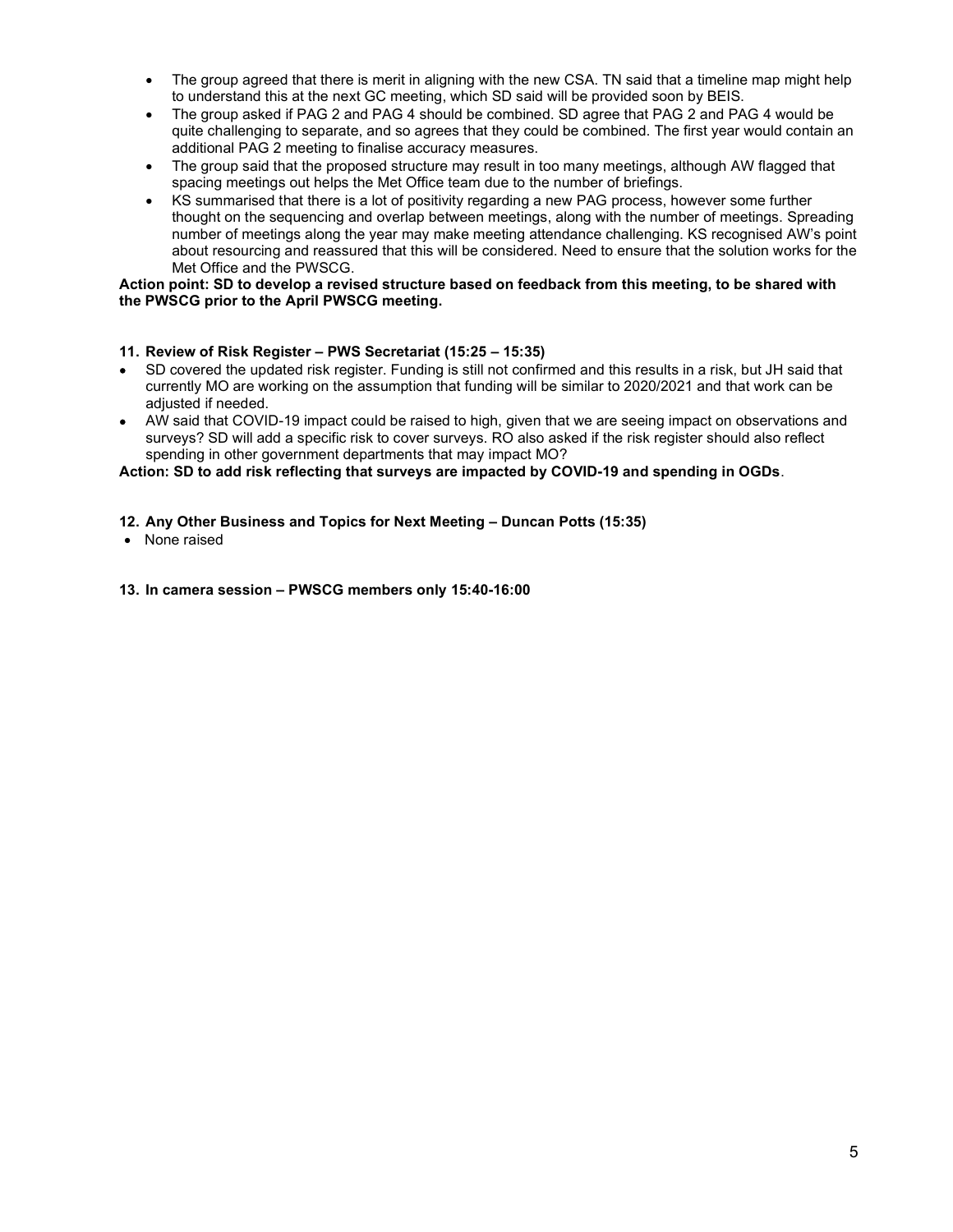- The group agreed that there is merit in aligning with the new CSA. TN said that a timeline map might help to understand this at the next GC meeting, which SD said will be provided soon by BEIS.
- The group asked if PAG 2 and PAG 4 should be combined. SD agree that PAG 2 and PAG 4 would be quite challenging to separate, and so agrees that they could be combined. The first year would contain an additional PAG 2 meeting to finalise accuracy measures.
- The group said that the proposed structure may result in too many meetings, although AW flagged that spacing meetings out helps the Met Office team due to the number of briefings.
- KS summarised that there is a lot of positivity regarding a new PAG process, however some further thought on the sequencing and overlap between meetings, along with the number of meetings. Spreading number of meetings along the year may make meeting attendance challenging. KS recognised AW's point about resourcing and reassured that this will be considered. Need to ensure that the solution works for the Met Office and the PWSCG.

**Action point: SD to develop a revised structure based on feedback from this meeting, to be shared with the PWSCG prior to the April PWSCG meeting.**

**11. Review of Risk Register – PWS Secretariat (15:25 – 15:35)**

- SD covered the updated risk register. Funding is still not confirmed and this results in a risk, but JH said that currently MO are working on the assumption that funding will be similar to 2020/2021 and that work can be adjusted if needed.
- AW said that COVID-19 impact could be raised to high, given that we are seeing impact on observations and surveys? SD will add a specific risk to cover surveys. RO also asked if the risk register should also reflect spending in other government departments that may impact MO?

**Action: SD to add risk reflecting that surveys are impacted by COVID-19 and spending in OGDs**.

**12. Any Other Business and Topics for Next Meeting – Duncan Potts (15:35)**

- None raised

**13. In camera session – PWSCG members only 15:40-16:00**